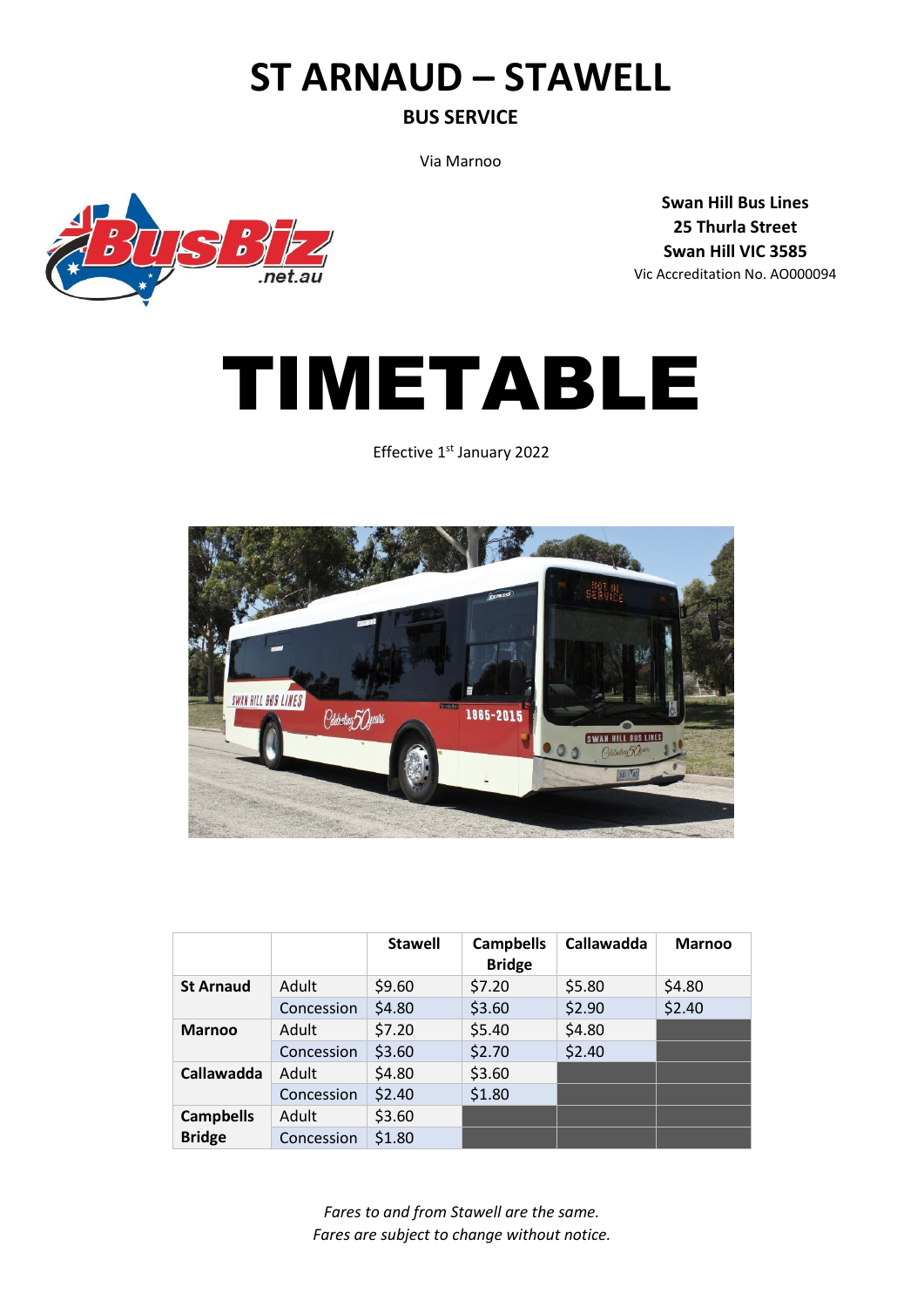# ST ARNAUD – STAWELL

## BUS SERVICE

Via Marnoo

**Swan Hill Bus Lines**
**25 Thurla Street**
**Swan Hill VIC 3585**
Vic Accreditation No. AO000094

# TIMETABLE

Effective 1st January 2022

| | | Stawell | Campbells Bridge | Callawadda | Marnoo |
|---|---|---|---|---|---|
| **St Arnaud** | Adult | $9.60 | $7.20 | $5.80 | $4.80 |
| | Concession | $4.80 | $3.60 | $2.90 | $2.40 |
| **Marnoo** | Adult | $7.20 | $5.40 | $4.80 | |
| | Concession | $3.60 | $2.70 | $2.40 | |
| **Callawadda** | Adult | $4.80 | $3.60 | | |
| | Concession | $2.40 | $1.80 | | |
| **Campbells Bridge** | Adult | $3.60 | | | |
| | Concession | $1.80 | | | |

*Fares to and from Stawell are the same.*
*Fares are subject to change without notice.*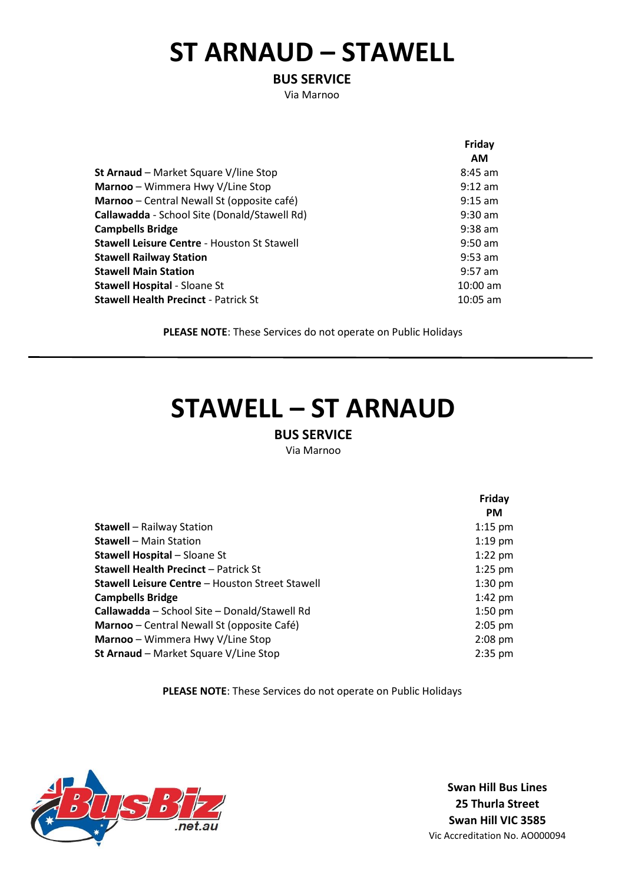# ST ARNAUD – STAWELL

**BUS SERVICE**

Via Marnoo

| | Friday AM |
|---|---|
| **St Arnaud** – Market Square V/line Stop | 8:45 am |
| **Marnoo** – Wimmera Hwy V/Line Stop | 9:12 am |
| **Marnoo** – Central Newall St (opposite café) | 9:15 am |
| **Callawadda** - School Site (Donald/Stawell Rd) | 9:30 am |
| **Campbells Bridge** | 9:38 am |
| **Stawell Leisure Centre** - Houston St Stawell | 9:50 am |
| **Stawell Railway Station** | 9:53 am |
| **Stawell Main Station** | 9:57 am |
| **Stawell Hospital** - Sloane St | 10:00 am |
| **Stawell Health Precinct** - Patrick St | 10:05 am |

**PLEASE NOTE**: These Services do not operate on Public Holidays

# STAWELL – ST ARNAUD

**BUS SERVICE**

Via Marnoo

| | Friday PM |
|---|---|
| **Stawell** – Railway Station | 1:15 pm |
| **Stawell** – Main Station | 1:19 pm |
| **Stawell Hospital** – Sloane St | 1:22 pm |
| **Stawell Health Precinct** – Patrick St | 1:25 pm |
| **Stawell Leisure Centre** – Houston Street Stawell | 1:30 pm |
| **Campbells Bridge** | 1:42 pm |
| **Callawadda** – School Site – Donald/Stawell Rd | 1:50 pm |
| **Marnoo** – Central Newall St (opposite Café) | 2:05 pm |
| **Marnoo** – Wimmera Hwy V/Line Stop | 2:08 pm |
| **St Arnaud** – Market Square V/Line Stop | 2:35 pm |

**PLEASE NOTE**: These Services do not operate on Public Holidays

BusBiz .net.au

**Swan Hill Bus Lines**
**25 Thurla Street**
**Swan Hill VIC 3585**
Vic Accreditation No. AO000094